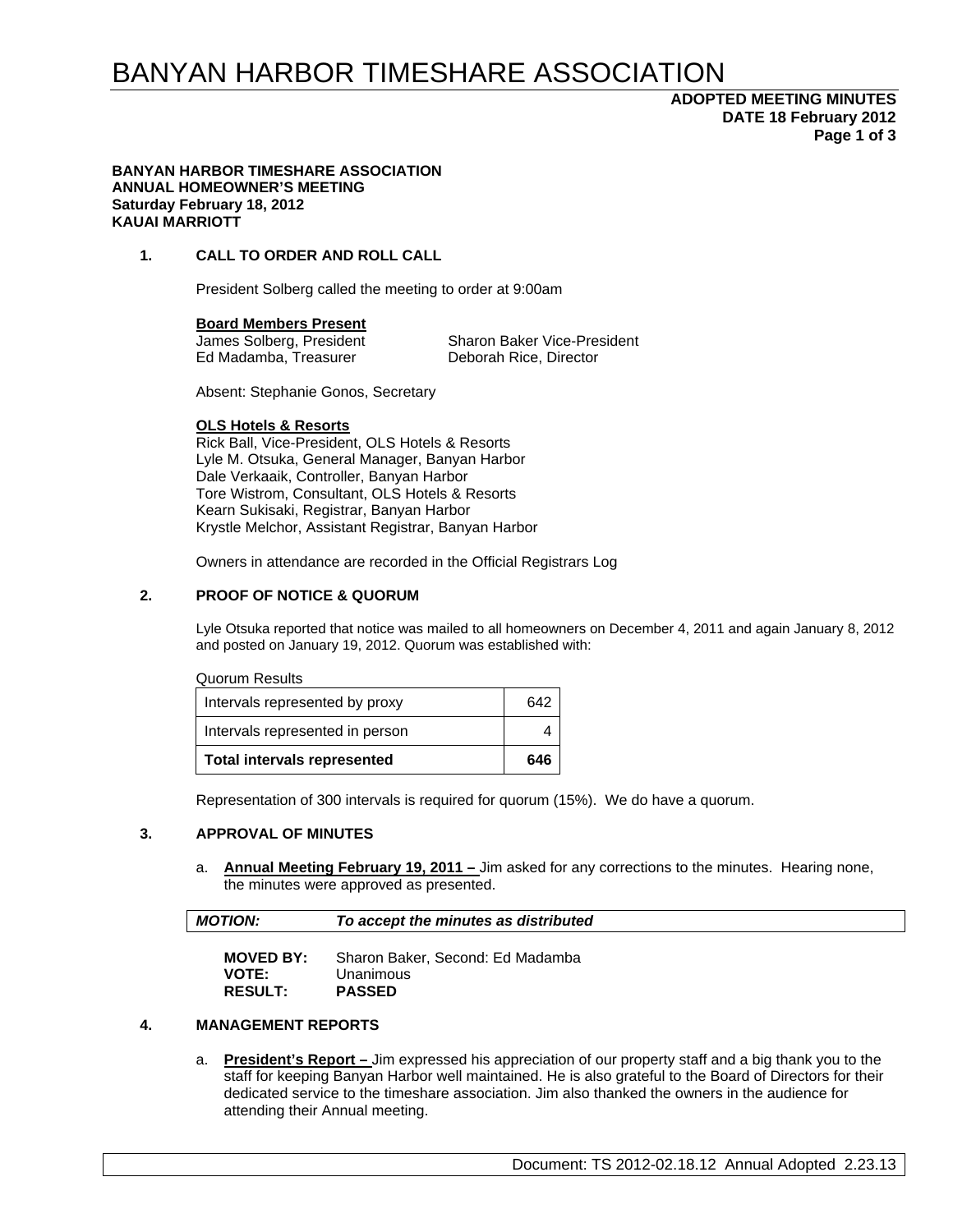# BANYAN HARBOR TIMESHARE ASSOCIATION

**ADOPTED MEETING MINUTES**
**DATE 18 February 2012**

**BANYAN HARBOR TIMESHARE ASSOCIATION**
**ANNUAL HOMEOWNER'S MEETING**
**Saturday February 18, 2012**
**KAUAI MARRIOTT**

## 1. CALL TO ORDER AND ROLL CALL

President Solberg called the meeting to order at 9:00am

**Board Members Present**

James Solberg, President
Sharon Baker Vice-President
Ed Madamba, Treasurer
Deborah Rice, Director

Absent: Stephanie Gonos, Secretary

**OLS Hotels & Resorts**

Rick Ball, Vice-President, OLS Hotels & Resorts
Lyle M. Otsuka, General Manager, Banyan Harbor
Dale Verkaaik, Controller, Banyan Harbor
Tore Wistrom, Consultant, OLS Hotels & Resorts
Kearn Sukisaki, Registrar, Banyan Harbor
Krystle Melchor, Assistant Registrar, Banyan Harbor

Owners in attendance are recorded in the Official Registrars Log

## 2. PROOF OF NOTICE & QUORUM

Lyle Otsuka reported that notice was mailed to all homeowners on December 4, 2011 and again January 8, 2012 and posted on January 19, 2012. Quorum was established with:

Quorum Results

| | |
|---|---|
| Intervals represented by proxy | 642 |
| Intervals represented in person | 4 |
| **Total intervals represented** | **646** |

Representation of 300 intervals is required for quorum (15%). We do have a quorum.

## 3. APPROVAL OF MINUTES

a. **Annual Meeting February 19, 2011 –** Jim asked for any corrections to the minutes. Hearing none, the minutes were approved as presented.

***MOTION:*** ***To accept the minutes as distributed***

**MOVED BY:** Sharon Baker, Second: Ed Madamba
**VOTE:** Unanimous
**RESULT:** **PASSED**

## 4. MANAGEMENT REPORTS

a. **President's Report –** Jim expressed his appreciation of our property staff and a big thank you to the staff for keeping Banyan Harbor well maintained. He is also grateful to the Board of Directors for their dedicated service to the timeshare association. Jim also thanked the owners in the audience for attending their Annual meeting.

Document: TS 2012-02.18.12 Annual Adopted 2.23.13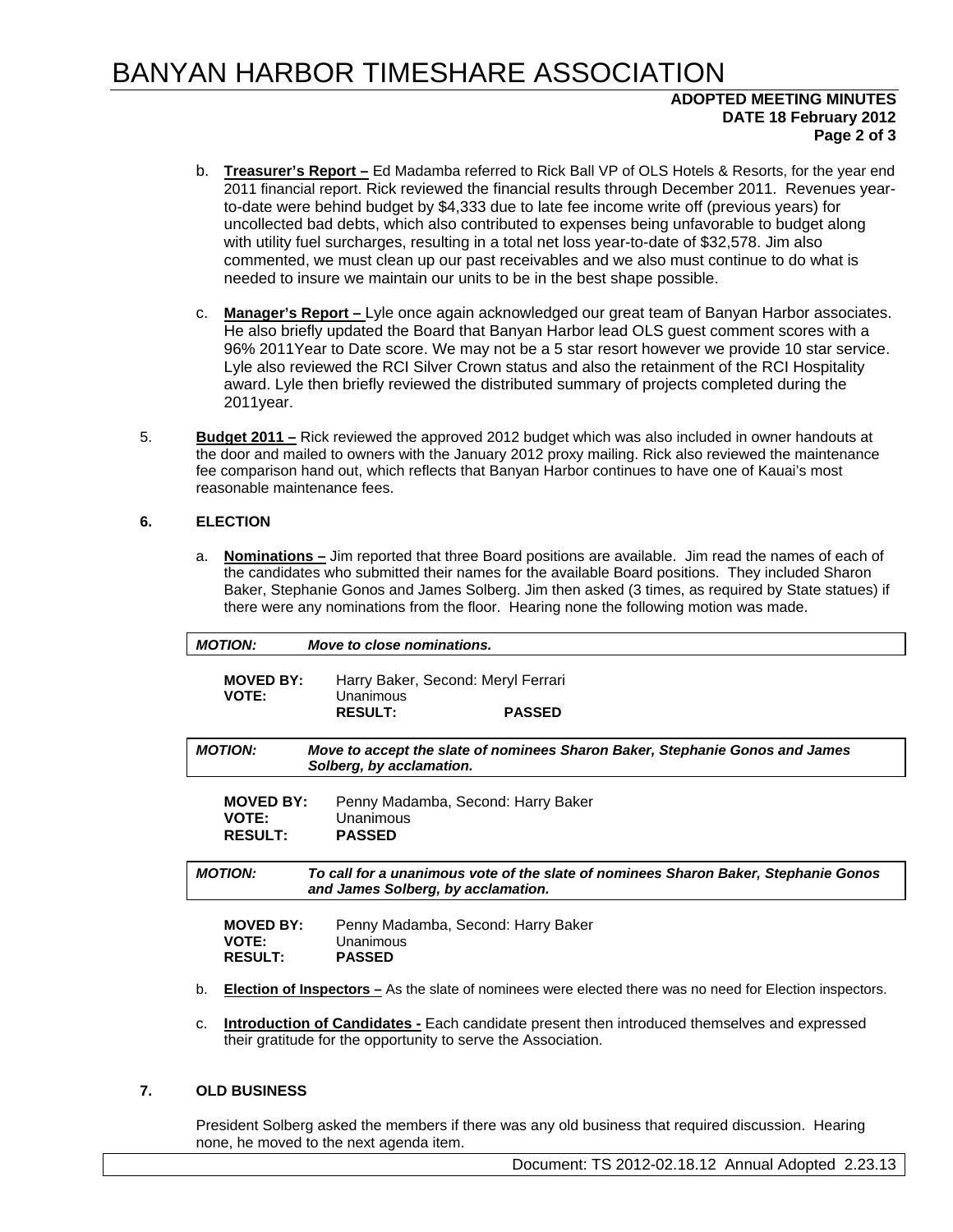b. **Treasurer's Report –** Ed Madamba referred to Rick Ball VP of OLS Hotels & Resorts, for the year end 2011 financial report. Rick reviewed the financial results through December 2011. Revenues year-to-date were behind budget by $4,333 due to late fee income write off (previous years) for uncollected bad debts, which also contributed to expenses being unfavorable to budget along with utility fuel surcharges, resulting in a total net loss year-to-date of $32,578. Jim also commented, we must clean up our past receivables and we also must continue to do what is needed to insure we maintain our units to be in the best shape possible.

c. **Manager's Report –** Lyle once again acknowledged our great team of Banyan Harbor associates. He also briefly updated the Board that Banyan Harbor lead OLS guest comment scores with a 96% 2011Year to Date score. We may not be a 5 star resort however we provide 10 star service. Lyle also reviewed the RCI Silver Crown status and also the retainment of the RCI Hospitality award. Lyle then briefly reviewed the distributed summary of projects completed during the 2011year.

5. **Budget 2011 –** Rick reviewed the approved 2012 budget which was also included in owner handouts at the door and mailed to owners with the January 2012 proxy mailing. Rick also reviewed the maintenance fee comparison hand out, which reflects that Banyan Harbor continues to have one of Kauai's most reasonable maintenance fees.

**6. ELECTION**

a. **Nominations –** Jim reported that three Board positions are available. Jim read the names of each of the candidates who submitted their names for the available Board positions. They included Sharon Baker, Stephanie Gonos and James Solberg. Jim then asked (3 times, as required by State statues) if there were any nominations from the floor. Hearing none the following motion was made.

***MOTION:*** ***Move to close nominations.***

**MOVED BY:** Harry Baker, Second: Meryl Ferrari
**VOTE:** Unanimous
**RESULT:** **PASSED**

***MOTION:*** ***Move to accept the slate of nominees Sharon Baker, Stephanie Gonos and James Solberg, by acclamation.***

**MOVED BY:** Penny Madamba, Second: Harry Baker
**VOTE:** Unanimous
**RESULT:** **PASSED**

***MOTION:*** ***To call for a unanimous vote of the slate of nominees Sharon Baker, Stephanie Gonos and James Solberg, by acclamation.***

**MOVED BY:** Penny Madamba, Second: Harry Baker
**VOTE:** Unanimous
**RESULT:** **PASSED**

b. **Election of Inspectors –** As the slate of nominees were elected there was no need for Election inspectors.

c. **Introduction of Candidates -** Each candidate present then introduced themselves and expressed their gratitude for the opportunity to serve the Association.

**7. OLD BUSINESS**

President Solberg asked the members if there was any old business that required discussion. Hearing none, he moved to the next agenda item.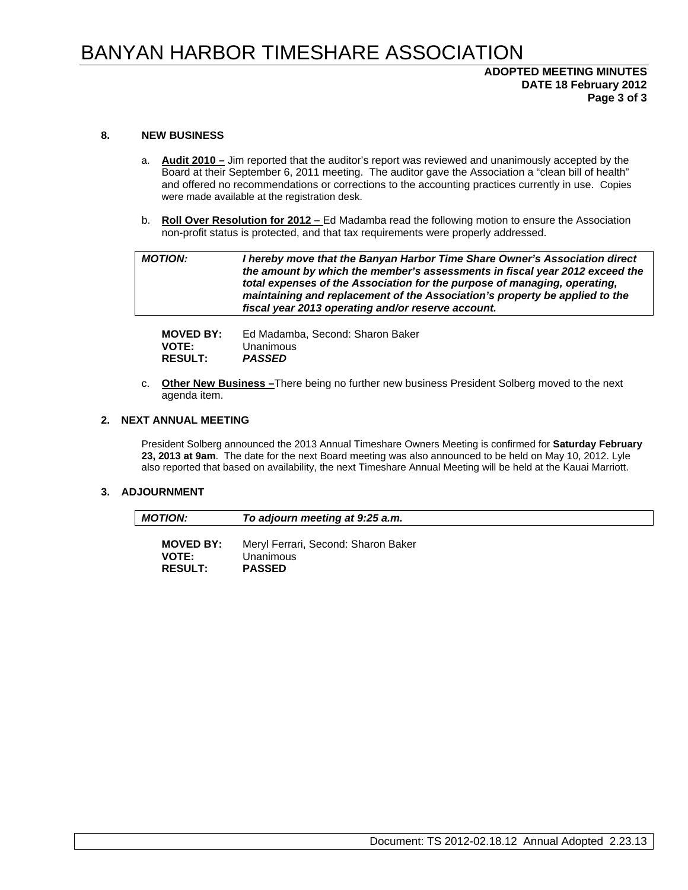# BANYAN HARBOR TIMESHARE ASSOCIATION

**ADOPTED MEETING MINUTES**
**DATE 18 February 2012**

## 8. NEW BUSINESS

a. **Audit 2010 –** Jim reported that the auditor's report was reviewed and unanimously accepted by the Board at their September 6, 2011 meeting. The auditor gave the Association a "clean bill of health" and offered no recommendations or corrections to the accounting practices currently in use. Copies were made available at the registration desk.

b. **Roll Over Resolution for 2012 –** Ed Madamba read the following motion to ensure the Association non-profit status is protected, and that tax requirements were properly addressed.

| | |
|---|---|
| ***MOTION:*** | ***I hereby move that the Banyan Harbor Time Share Owner's Association direct the amount by which the member's assessments in fiscal year 2012 exceed the total expenses of the Association for the purpose of managing, operating, maintaining and replacement of the Association's property be applied to the fiscal year 2013 operating and/or reserve account.*** |

**MOVED BY:** Ed Madamba, Second: Sharon Baker
**VOTE:** Unanimous
**RESULT:** ***PASSED***

c. **Other New Business –** There being no further new business President Solberg moved to the next agenda item.

## 2. NEXT ANNUAL MEETING

President Solberg announced the 2013 Annual Timeshare Owners Meeting is confirmed for **Saturday February 23, 2013 at 9am**. The date for the next Board meeting was also announced to be held on May 10, 2012. Lyle also reported that based on availability, the next Timeshare Annual Meeting will be held at the Kauai Marriott.

## 3. ADJOURNMENT

| | |
|---|---|
| ***MOTION:*** | ***To adjourn meeting at 9:25 a.m.*** |

**MOVED BY:** Meryl Ferrari, Second: Sharon Baker
**VOTE:** Unanimous
**RESULT:** **PASSED**

Document: TS 2012-02.18.12 Annual Adopted 2.23.13